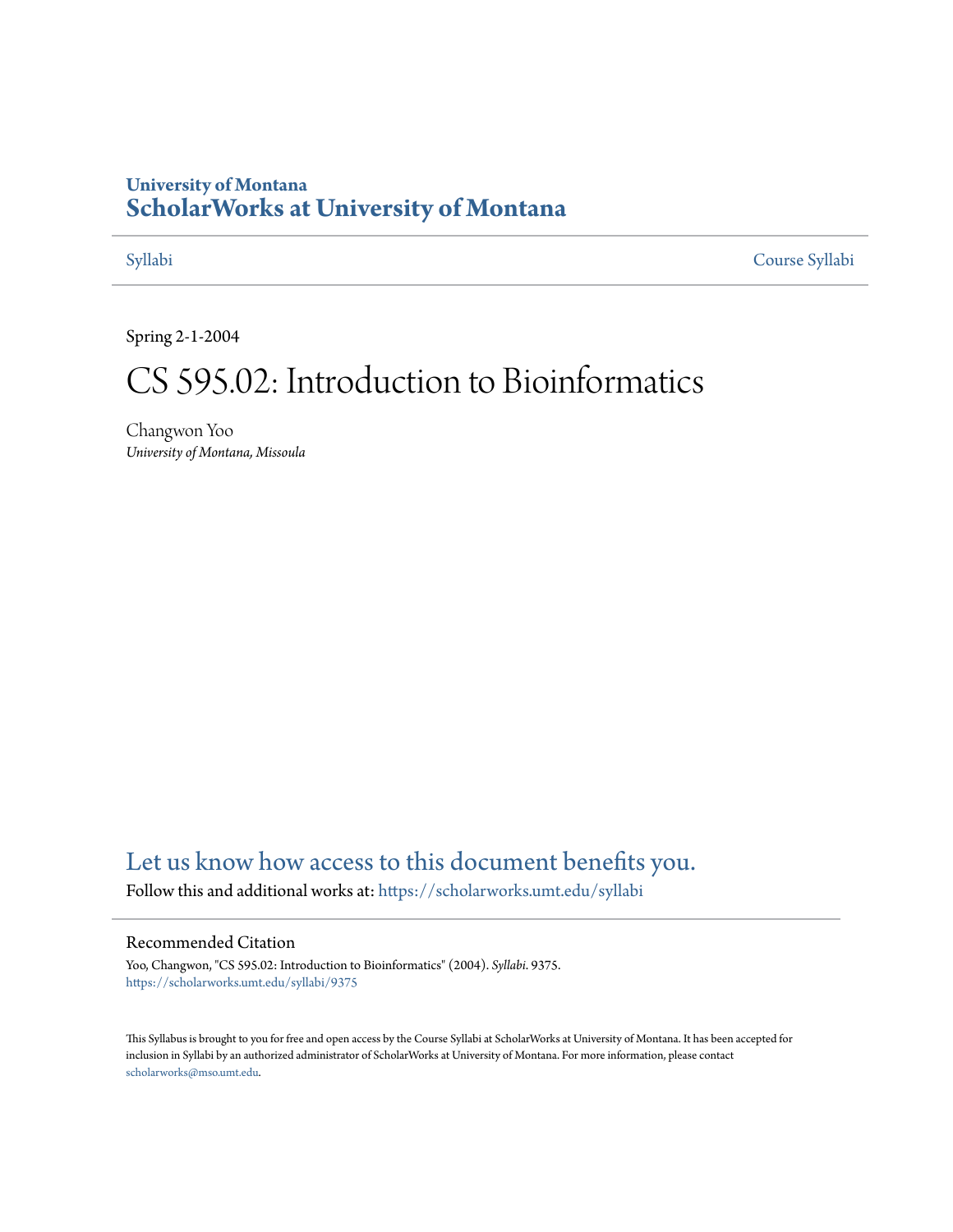University of Montana
# ScholarWorks at University of Montana

Syllabi

Course Syllabi

Spring 2-1-2004

# CS 595.02: Introduction to Bioinformatics

Changwon Yoo
*University of Montana, Missoula*

Let us know how access to this document benefits you.

Follow this and additional works at: https://scholarworks.umt.edu/syllabi

## Recommended Citation

Yoo, Changwon, "CS 595.02: Introduction to Bioinformatics" (2004). *Syllabi*. 9375.
https://scholarworks.umt.edu/syllabi/9375

This Syllabus is brought to you for free and open access by the Course Syllabi at ScholarWorks at University of Montana. It has been accepted for inclusion in Syllabi by an authorized administrator of ScholarWorks at University of Montana. For more information, please contact scholarworks@mso.umt.edu.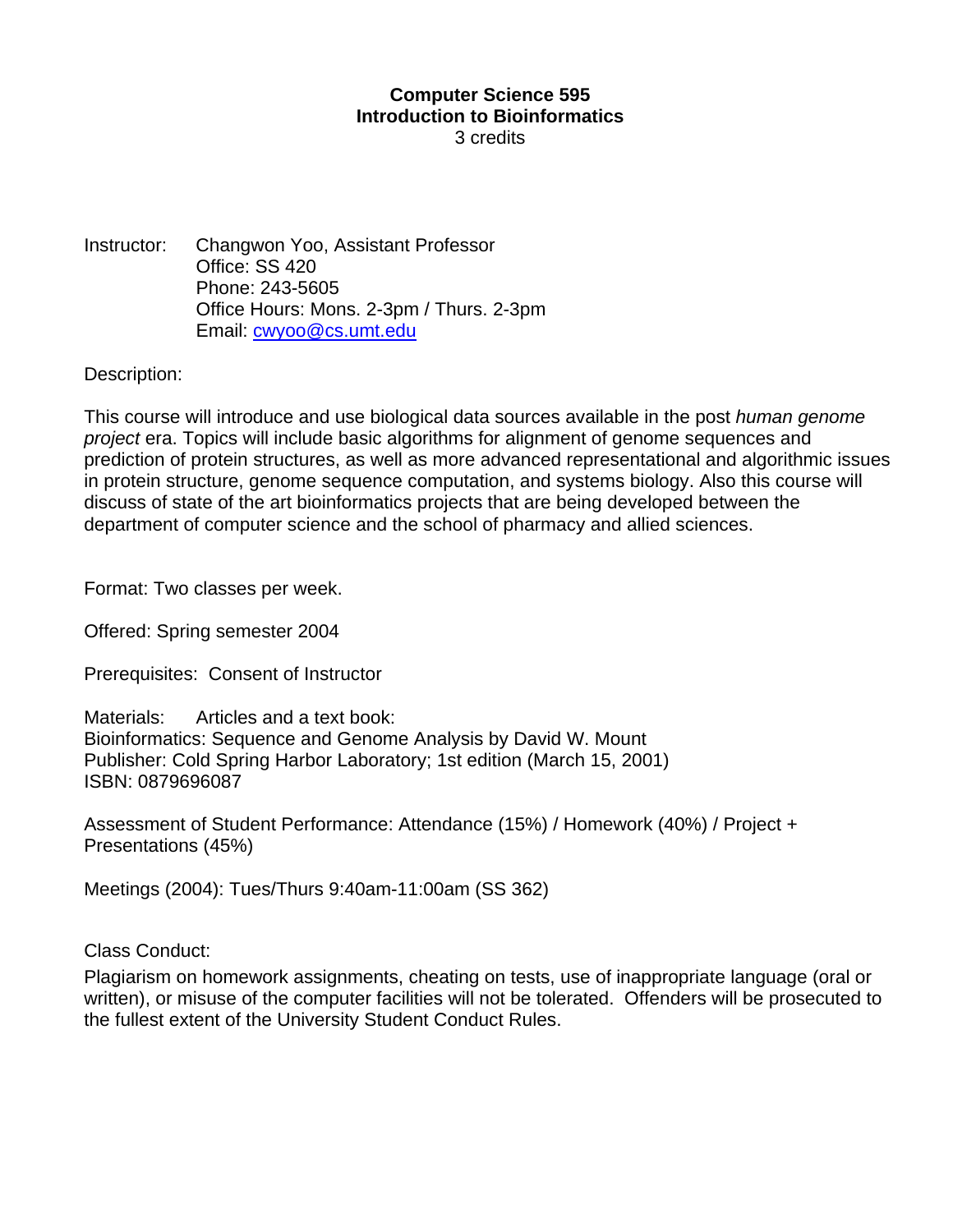# Computer Science 595
## Introduction to Bioinformatics
3 credits

Instructor: Changwon Yoo, Assistant Professor
Office: SS 420
Phone: 243-5605
Office Hours: Mons. 2-3pm / Thurs. 2-3pm
Email: cwyoo@cs.umt.edu

Description:

This course will introduce and use biological data sources available in the post *human genome project* era. Topics will include basic algorithms for alignment of genome sequences and prediction of protein structures, as well as more advanced representational and algorithmic issues in protein structure, genome sequence computation, and systems biology. Also this course will discuss of state of the art bioinformatics projects that are being developed between the department of computer science and the school of pharmacy and allied sciences.

Format: Two classes per week.

Offered: Spring semester 2004

Prerequisites: Consent of Instructor

Materials: Articles and a text book:
Bioinformatics: Sequence and Genome Analysis by David W. Mount
Publisher: Cold Spring Harbor Laboratory; 1st edition (March 15, 2001)
ISBN: 0879696087

Assessment of Student Performance: Attendance (15%) / Homework (40%) / Project + Presentations (45%)

Meetings (2004): Tues/Thurs 9:40am-11:00am (SS 362)

Class Conduct:

Plagiarism on homework assignments, cheating on tests, use of inappropriate language (oral or written), or misuse of the computer facilities will not be tolerated. Offenders will be prosecuted to the fullest extent of the University Student Conduct Rules.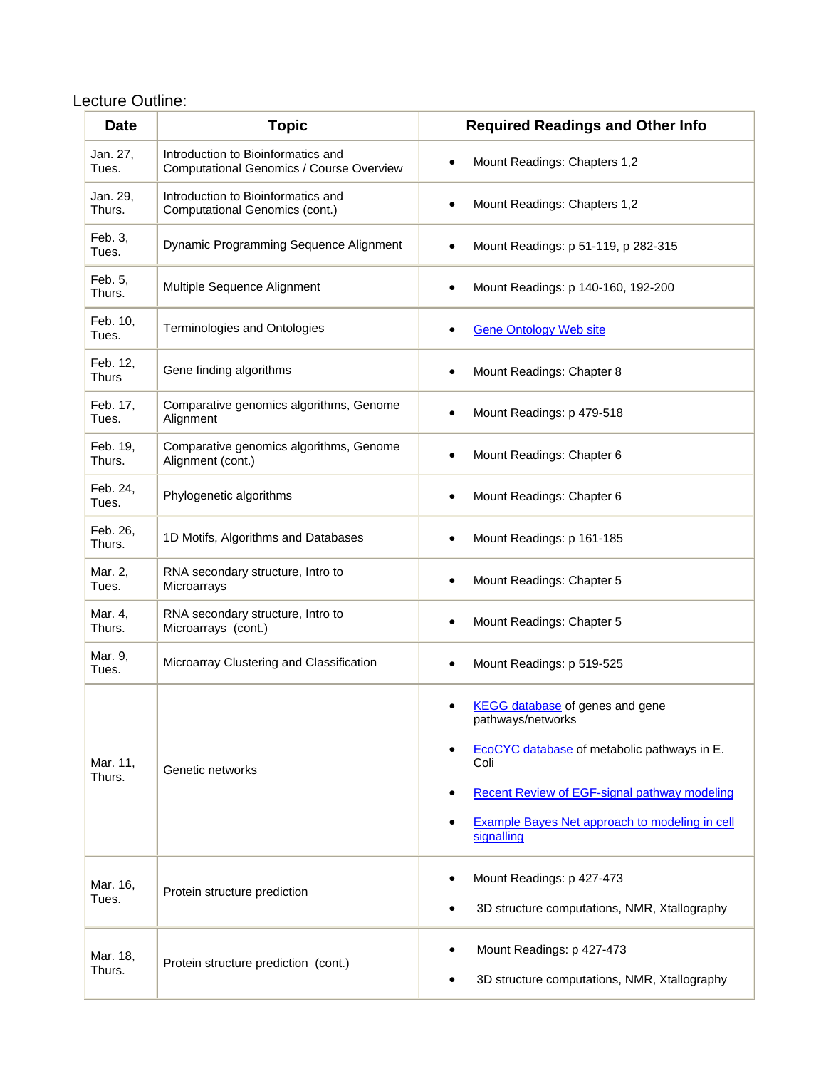Lecture Outline:

| Date | Topic | Required Readings and Other Info |
| --- | --- | --- |
| Jan. 27, Tues. | Introduction to Bioinformatics and Computational Genomics / Course Overview | • Mount Readings: Chapters 1,2 |
| Jan. 29, Thurs. | Introduction to Bioinformatics and Computational Genomics (cont.) | • Mount Readings: Chapters 1,2 |
| Feb. 3, Tues. | Dynamic Programming Sequence Alignment | • Mount Readings: p 51-119, p 282-315 |
| Feb. 5, Thurs. | Multiple Sequence Alignment | • Mount Readings: p 140-160, 192-200 |
| Feb. 10, Tues. | Terminologies and Ontologies | • Gene Ontology Web site |
| Feb. 12, Thurs | Gene finding algorithms | • Mount Readings: Chapter 8 |
| Feb. 17, Tues. | Comparative genomics algorithms, Genome Alignment | • Mount Readings: p 479-518 |
| Feb. 19, Thurs. | Comparative genomics algorithms, Genome Alignment (cont.) | • Mount Readings: Chapter 6 |
| Feb. 24, Tues. | Phylogenetic algorithms | • Mount Readings: Chapter 6 |
| Feb. 26, Thurs. | 1D Motifs, Algorithms and Databases | • Mount Readings: p 161-185 |
| Mar. 2, Tues. | RNA secondary structure, Intro to Microarrays | • Mount Readings: Chapter 5 |
| Mar. 4, Thurs. | RNA secondary structure, Intro to Microarrays (cont.) | • Mount Readings: Chapter 5 |
| Mar. 9, Tues. | Microarray Clustering and Classification | • Mount Readings: p 519-525 |
| Mar. 11, Thurs. | Genetic networks | • KEGG database of genes and gene pathways/networks<br>• EcoCYC database of metabolic pathways in E. Coli<br>• Recent Review of EGF-signal pathway modeling<br>• Example Bayes Net approach to modeling in cell signalling |
| Mar. 16, Tues. | Protein structure prediction | • Mount Readings: p 427-473<br>• 3D structure computations, NMR, Xtallography |
| Mar. 18, Thurs. | Protein structure prediction (cont.) | • Mount Readings: p 427-473<br>• 3D structure computations, NMR, Xtallography |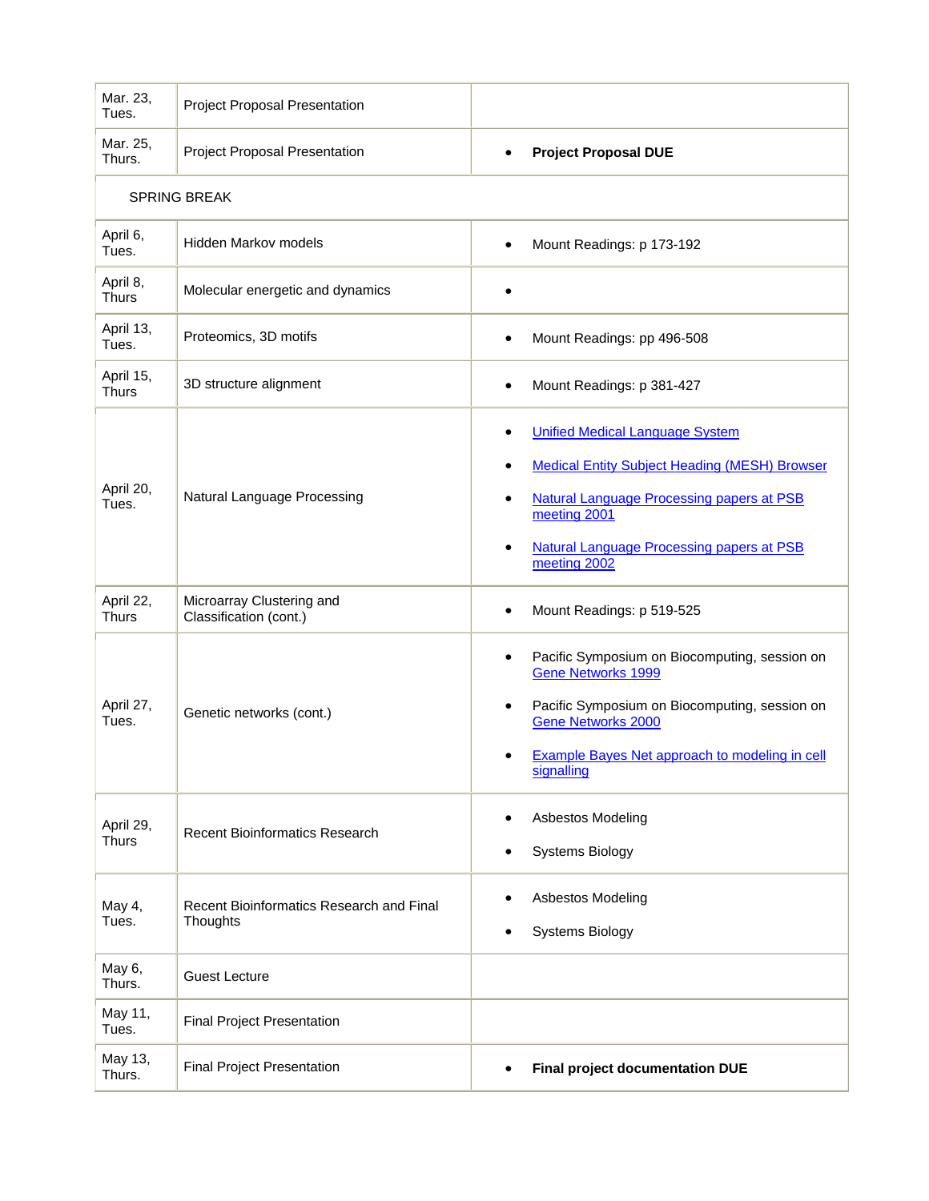| | | |
|---|---|---|
| Mar. 23, Tues. | Project Proposal Presentation | |
| Mar. 25, Thurs. | Project Proposal Presentation | • **Project Proposal DUE** |
| SPRING BREAK | | |
| April 6, Tues. | Hidden Markov models | • Mount Readings: p 173-192 |
| April 8, Thurs | Molecular energetic and dynamics | • |
| April 13, Tues. | Proteomics, 3D motifs | • Mount Readings: pp 496-508 |
| April 15, Thurs | 3D structure alignment | • Mount Readings: p 381-427 |
| April 20, Tues. | Natural Language Processing | • Unified Medical Language System<br>• Medical Entity Subject Heading (MESH) Browser<br>• Natural Language Processing papers at PSB meeting 2001<br>• Natural Language Processing papers at PSB meeting 2002 |
| April 22, Thurs | Microarray Clustering and Classification (cont.) | • Mount Readings: p 519-525 |
| April 27, Tues. | Genetic networks (cont.) | • Pacific Symposium on Biocomputing, session on Gene Networks 1999<br>• Pacific Symposium on Biocomputing, session on Gene Networks 2000<br>• Example Bayes Net approach to modeling in cell signalling |
| April 29, Thurs | Recent Bioinformatics Research | • Asbestos Modeling<br>• Systems Biology |
| May 4, Tues. | Recent Bioinformatics Research and Final Thoughts | • Asbestos Modeling<br>• Systems Biology |
| May 6, Thurs. | Guest Lecture | |
| May 11, Tues. | Final Project Presentation | |
| May 13, Thurs. | Final Project Presentation | • **Final project documentation DUE** |